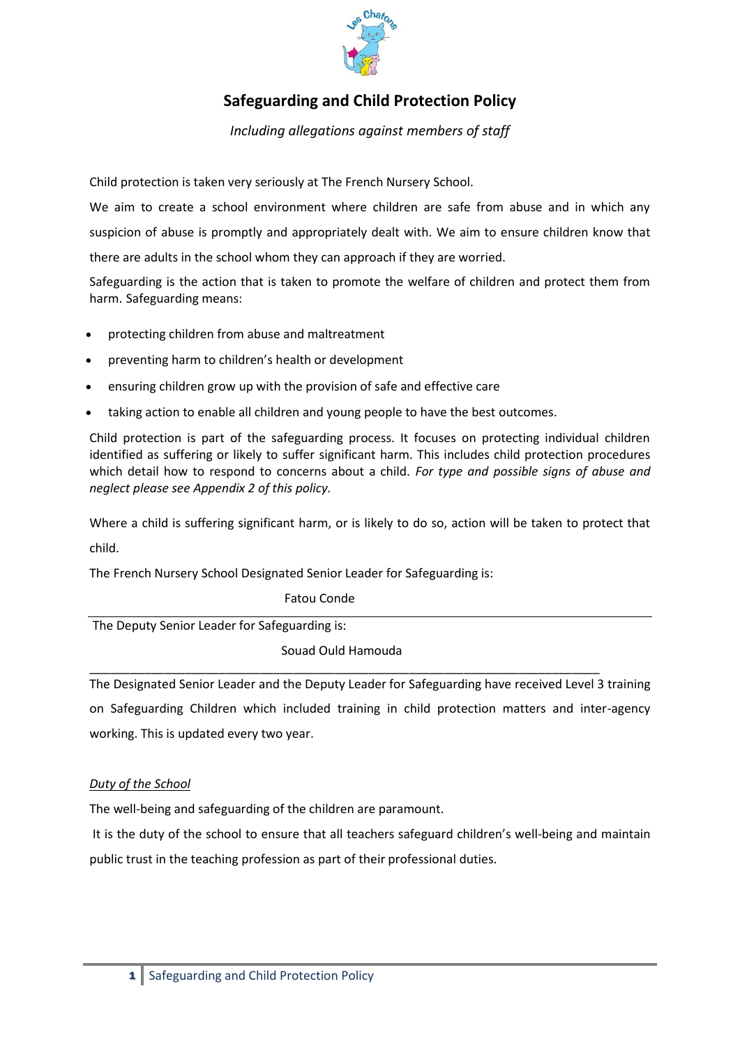# Safeguarding and Child Protection Policy

*Including allegations against members of staff*

Child protection is taken very seriously at The French Nursery School.

We aim to create a school environment where children are safe from abuse and in which any suspicion of abuse is promptly and appropriately dealt with. We aim to ensure children know that there are adults in the school whom they can approach if they are worried.

Safeguarding is the action that is taken to promote the welfare of children and protect them from harm. Safeguarding means:

- protecting children from abuse and maltreatment
- preventing harm to children's health or development
- ensuring children grow up with the provision of safe and effective care
- taking action to enable all children and young people to have the best outcomes.

Child protection is part of the safeguarding process. It focuses on protecting individual children identified as suffering or likely to suffer significant harm. This includes child protection procedures which detail how to respond to concerns about a child. *For type and possible signs of abuse and neglect please see Appendix 2 of this policy.*

Where a child is suffering significant harm, or is likely to do so, action will be taken to protect that child.

The French Nursery School Designated Senior Leader for Safeguarding is:

Fatou Conde

The Deputy Senior Leader for Safeguarding is:

Souad Ould Hamouda

The Designated Senior Leader and the Deputy Leader for Safeguarding have received Level 3 training on Safeguarding Children which included training in child protection matters and inter-agency working. This is updated every two year.

## Duty of the School

The well-being and safeguarding of the children are paramount.

It is the duty of the school to ensure that all teachers safeguard children's well-being and maintain public trust in the teaching profession as part of their professional duties.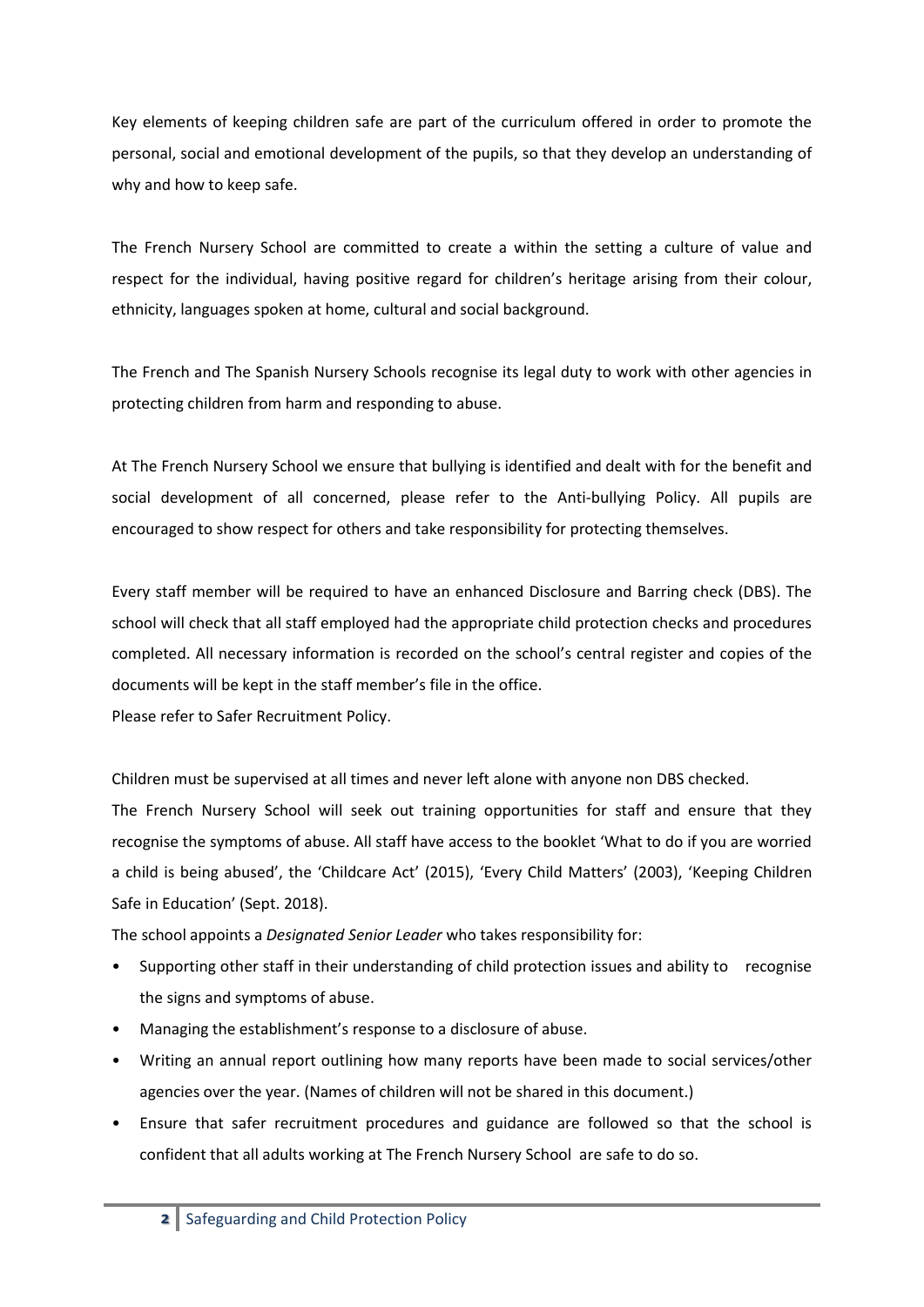Key elements of keeping children safe are part of the curriculum offered in order to promote the personal, social and emotional development of the pupils, so that they develop an understanding of why and how to keep safe.

The French Nursery School are committed to create a within the setting a culture of value and respect for the individual, having positive regard for children's heritage arising from their colour, ethnicity, languages spoken at home, cultural and social background.

The French and The Spanish Nursery Schools recognise its legal duty to work with other agencies in protecting children from harm and responding to abuse.

At The French Nursery School we ensure that bullying is identified and dealt with for the benefit and social development of all concerned, please refer to the Anti-bullying Policy. All pupils are encouraged to show respect for others and take responsibility for protecting themselves.

Every staff member will be required to have an enhanced Disclosure and Barring check (DBS). The school will check that all staff employed had the appropriate child protection checks and procedures completed. All necessary information is recorded on the school's central register and copies of the documents will be kept in the staff member's file in the office.
Please refer to Safer Recruitment Policy.

Children must be supervised at all times and never left alone with anyone non DBS checked.
The French Nursery School will seek out training opportunities for staff and ensure that they recognise the symptoms of abuse. All staff have access to the booklet 'What to do if you are worried a child is being abused', the 'Childcare Act' (2015), 'Every Child Matters' (2003), 'Keeping Children Safe in Education' (Sept. 2018).
The school appoints a *Designated Senior Leader* who takes responsibility for:

- Supporting other staff in their understanding of child protection issues and ability to recognise the signs and symptoms of abuse.
- Managing the establishment's response to a disclosure of abuse.
- Writing an annual report outlining how many reports have been made to social services/other agencies over the year. (Names of children will not be shared in this document.)
- Ensure that safer recruitment procedures and guidance are followed so that the school is confident that all adults working at The French Nursery School are safe to do so.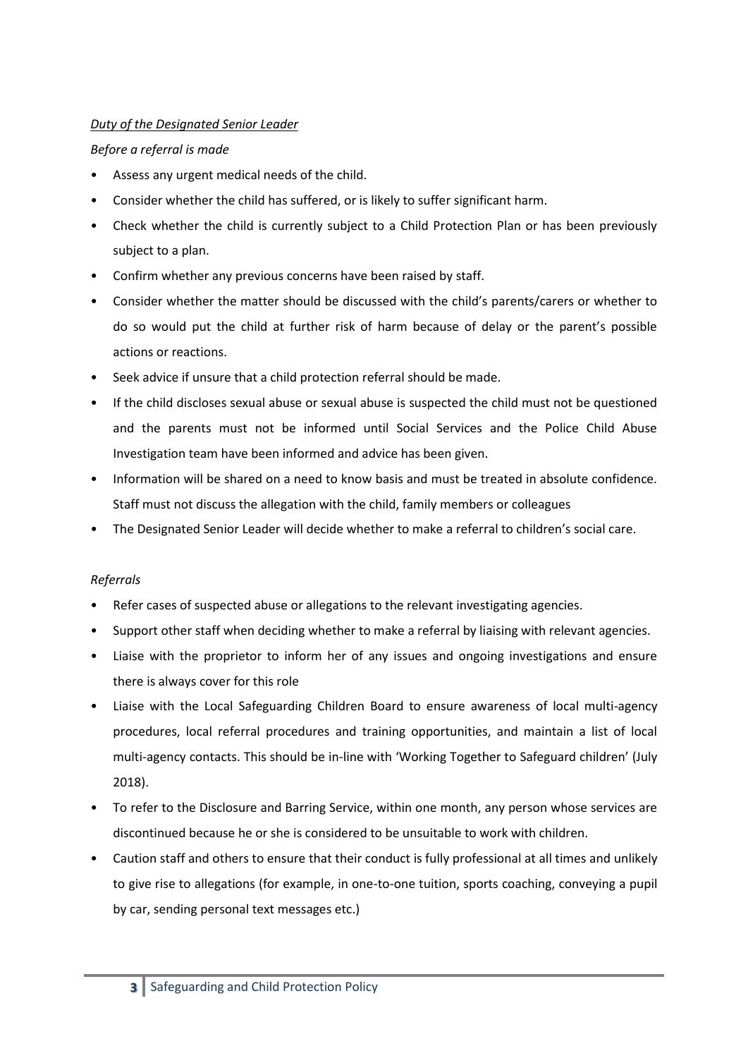*__Duty of the Designated Senior Leader__*

*Before a referral is made*

- Assess any urgent medical needs of the child.
- Consider whether the child has suffered, or is likely to suffer significant harm.
- Check whether the child is currently subject to a Child Protection Plan or has been previously subject to a plan.
- Confirm whether any previous concerns have been raised by staff.
- Consider whether the matter should be discussed with the child's parents/carers or whether to do so would put the child at further risk of harm because of delay or the parent's possible actions or reactions.
- Seek advice if unsure that a child protection referral should be made.
- If the child discloses sexual abuse or sexual abuse is suspected the child must not be questioned and the parents must not be informed until Social Services and the Police Child Abuse Investigation team have been informed and advice has been given.
- Information will be shared on a need to know basis and must be treated in absolute confidence. Staff must not discuss the allegation with the child, family members or colleagues
- The Designated Senior Leader will decide whether to make a referral to children's social care.

*Referrals*

- Refer cases of suspected abuse or allegations to the relevant investigating agencies.
- Support other staff when deciding whether to make a referral by liaising with relevant agencies.
- Liaise with the proprietor to inform her of any issues and ongoing investigations and ensure there is always cover for this role
- Liaise with the Local Safeguarding Children Board to ensure awareness of local multi-agency procedures, local referral procedures and training opportunities, and maintain a list of local multi-agency contacts. This should be in-line with 'Working Together to Safeguard children' (July 2018).
- To refer to the Disclosure and Barring Service, within one month, any person whose services are discontinued because he or she is considered to be unsuitable to work with children.
- Caution staff and others to ensure that their conduct is fully professional at all times and unlikely to give rise to allegations (for example, in one-to-one tuition, sports coaching, conveying a pupil by car, sending personal text messages etc.)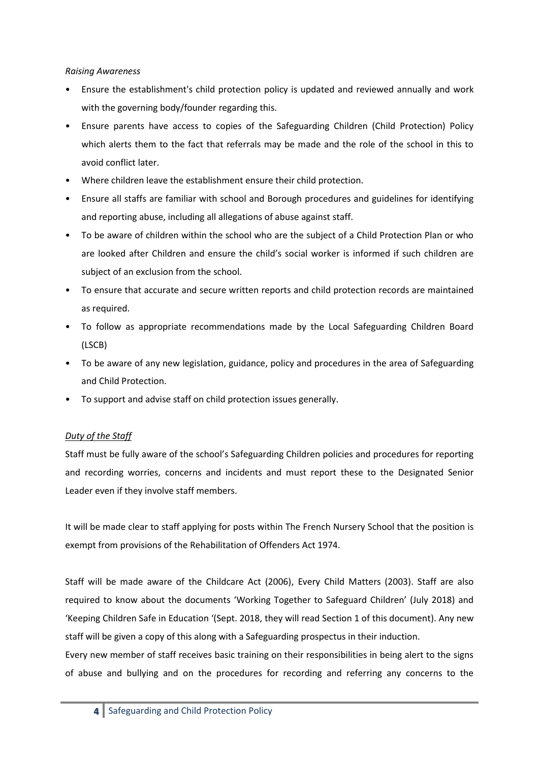*Raising Awareness*

- Ensure the establishment's child protection policy is updated and reviewed annually and work with the governing body/founder regarding this.
- Ensure parents have access to copies of the Safeguarding Children (Child Protection) Policy which alerts them to the fact that referrals may be made and the role of the school in this to avoid conflict later.
- Where children leave the establishment ensure their child protection.
- Ensure all staffs are familiar with school and Borough procedures and guidelines for identifying and reporting abuse, including all allegations of abuse against staff.
- To be aware of children within the school who are the subject of a Child Protection Plan or who are looked after Children and ensure the child's social worker is informed if such children are subject of an exclusion from the school.
- To ensure that accurate and secure written reports and child protection records are maintained as required.
- To follow as appropriate recommendations made by the Local Safeguarding Children Board (LSCB)
- To be aware of any new legislation, guidance, policy and procedures in the area of Safeguarding and Child Protection.
- To support and advise staff on child protection issues generally.

*Duty of the Staff*

Staff must be fully aware of the school's Safeguarding Children policies and procedures for reporting and recording worries, concerns and incidents and must report these to the Designated Senior Leader even if they involve staff members.

It will be made clear to staff applying for posts within The French Nursery School that the position is exempt from provisions of the Rehabilitation of Offenders Act 1974.

Staff will be made aware of the Childcare Act (2006), Every Child Matters (2003). Staff are also required to know about the documents 'Working Together to Safeguard Children' (July 2018) and 'Keeping Children Safe in Education '(Sept. 2018, they will read Section 1 of this document). Any new staff will be given a copy of this along with a Safeguarding prospectus in their induction.

Every new member of staff receives basic training on their responsibilities in being alert to the signs of abuse and bullying and on the procedures for recording and referring any concerns to the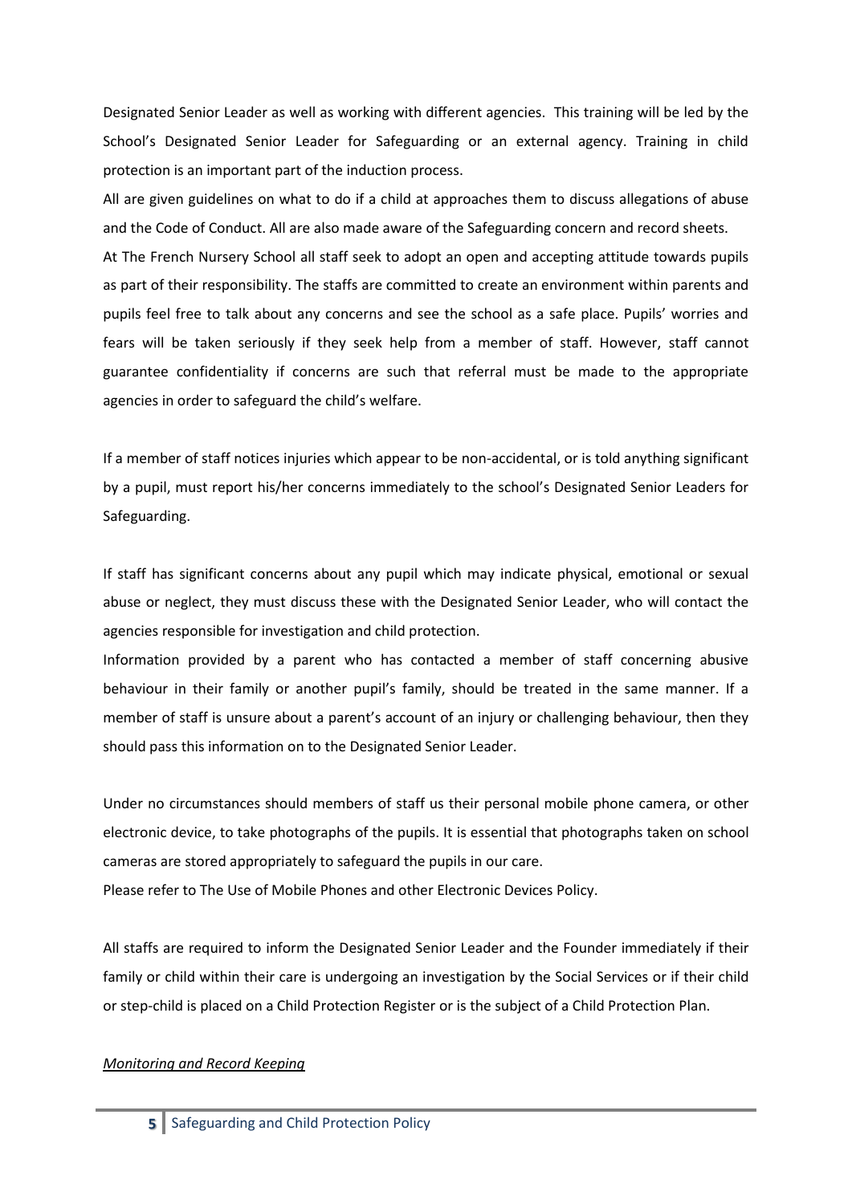Designated Senior Leader as well as working with different agencies. This training will be led by the School's Designated Senior Leader for Safeguarding or an external agency. Training in child protection is an important part of the induction process.

All are given guidelines on what to do if a child at approaches them to discuss allegations of abuse and the Code of Conduct. All are also made aware of the Safeguarding concern and record sheets.

At The French Nursery School all staff seek to adopt an open and accepting attitude towards pupils as part of their responsibility. The staffs are committed to create an environment within parents and pupils feel free to talk about any concerns and see the school as a safe place. Pupils' worries and fears will be taken seriously if they seek help from a member of staff. However, staff cannot guarantee confidentiality if concerns are such that referral must be made to the appropriate agencies in order to safeguard the child's welfare.

If a member of staff notices injuries which appear to be non-accidental, or is told anything significant by a pupil, must report his/her concerns immediately to the school's Designated Senior Leaders for Safeguarding.

If staff has significant concerns about any pupil which may indicate physical, emotional or sexual abuse or neglect, they must discuss these with the Designated Senior Leader, who will contact the agencies responsible for investigation and child protection.

Information provided by a parent who has contacted a member of staff concerning abusive behaviour in their family or another pupil's family, should be treated in the same manner. If a member of staff is unsure about a parent's account of an injury or challenging behaviour, then they should pass this information on to the Designated Senior Leader.

Under no circumstances should members of staff us their personal mobile phone camera, or other electronic device, to take photographs of the pupils. It is essential that photographs taken on school cameras are stored appropriately to safeguard the pupils in our care.

Please refer to The Use of Mobile Phones and other Electronic Devices Policy.

All staffs are required to inform the Designated Senior Leader and the Founder immediately if their family or child within their care is undergoing an investigation by the Social Services or if their child or step-child is placed on a Child Protection Register or is the subject of a Child Protection Plan.

*Monitoring and Record Keeping*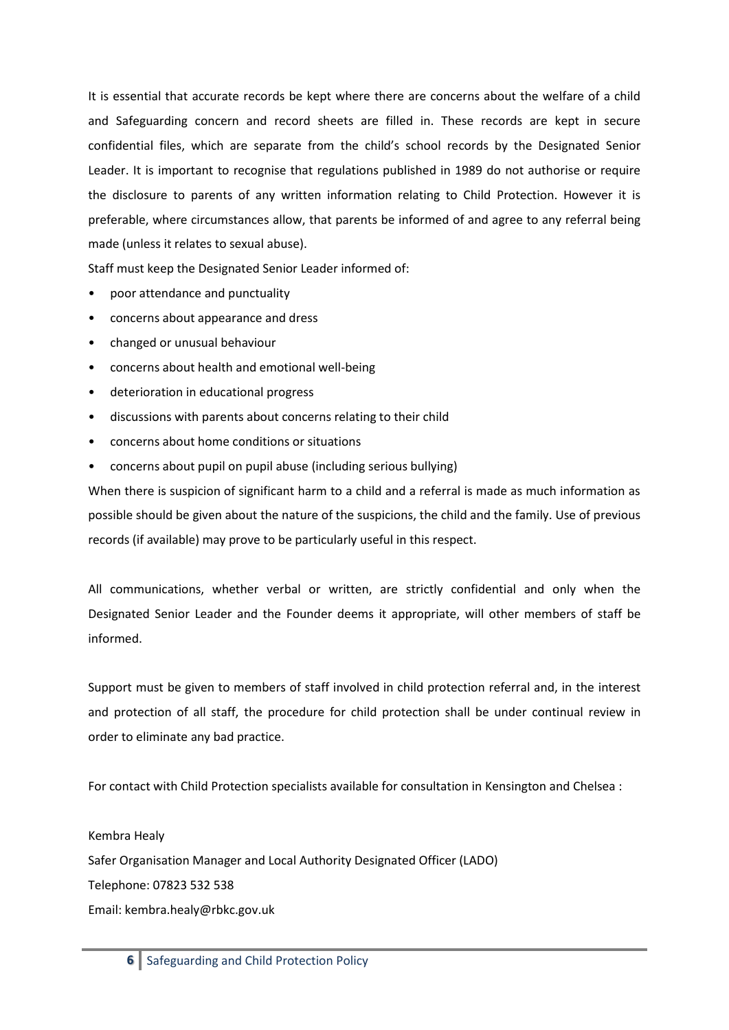It is essential that accurate records be kept where there are concerns about the welfare of a child and Safeguarding concern and record sheets are filled in. These records are kept in secure confidential files, which are separate from the child's school records by the Designated Senior Leader. It is important to recognise that regulations published in 1989 do not authorise or require the disclosure to parents of any written information relating to Child Protection. However it is preferable, where circumstances allow, that parents be informed of and agree to any referral being made (unless it relates to sexual abuse).

Staff must keep the Designated Senior Leader informed of:

- poor attendance and punctuality
- concerns about appearance and dress
- changed or unusual behaviour
- concerns about health and emotional well-being
- deterioration in educational progress
- discussions with parents about concerns relating to their child
- concerns about home conditions or situations
- concerns about pupil on pupil abuse (including serious bullying)

When there is suspicion of significant harm to a child and a referral is made as much information as possible should be given about the nature of the suspicions, the child and the family. Use of previous records (if available) may prove to be particularly useful in this respect.

All communications, whether verbal or written, are strictly confidential and only when the Designated Senior Leader and the Founder deems it appropriate, will other members of staff be informed.

Support must be given to members of staff involved in child protection referral and, in the interest and protection of all staff, the procedure for child protection shall be under continual review in order to eliminate any bad practice.

For contact with Child Protection specialists available for consultation in Kensington and Chelsea :

Kembra Healy
Safer Organisation Manager and Local Authority Designated Officer (LADO)
Telephone: 07823 532 538
Email: kembra.healy@rbkc.gov.uk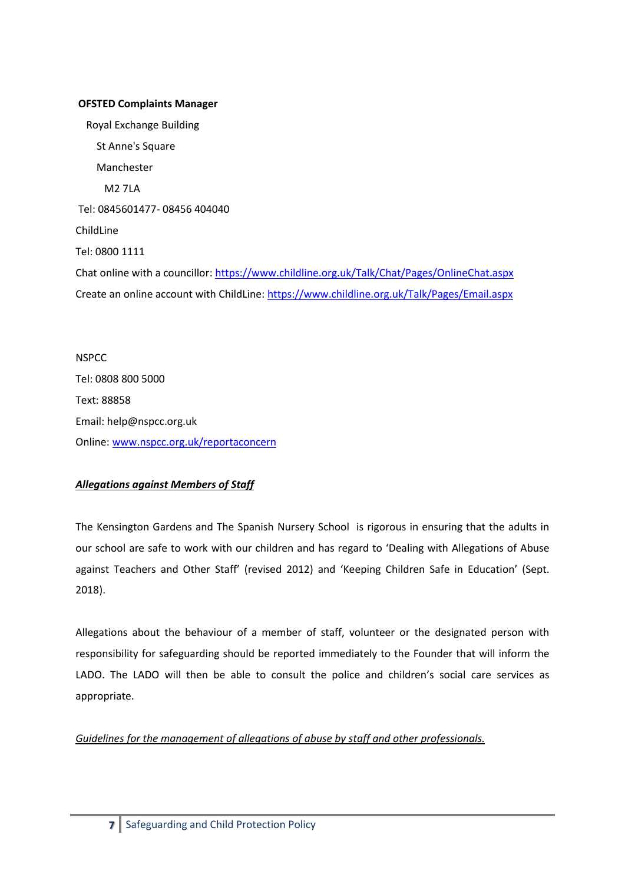**OFSTED Complaints Manager**

Royal Exchange Building

St Anne's Square

Manchester

M2 7LA

Tel: 0845601477- 08456 404040

ChildLine

Tel: 0800 1111

Chat online with a councillor: [https://www.childline.org.uk/Talk/Chat/Pages/OnlineChat.aspx](https://www.childline.org.uk/Talk/Chat/Pages/OnlineChat.aspx)

Create an online account with ChildLine: [https://www.childline.org.uk/Talk/Pages/Email.aspx](https://www.childline.org.uk/Talk/Pages/Email.aspx)

NSPCC

Tel: 0808 800 5000

Text: 88858

Email: help@nspcc.org.uk

Online: [www.nspcc.org.uk/reportaconcern](www.nspcc.org.uk/reportaconcern)

***Allegations against Members of Staff***

The Kensington Gardens and The Spanish Nursery School is rigorous in ensuring that the adults in our school are safe to work with our children and has regard to 'Dealing with Allegations of Abuse against Teachers and Other Staff' (revised 2012) and 'Keeping Children Safe in Education' (Sept. 2018).

Allegations about the behaviour of a member of staff, volunteer or the designated person with responsibility for safeguarding should be reported immediately to the Founder that will inform the LADO. The LADO will then be able to consult the police and children's social care services as appropriate.

*Guidelines for the management of allegations of abuse by staff and other professionals.*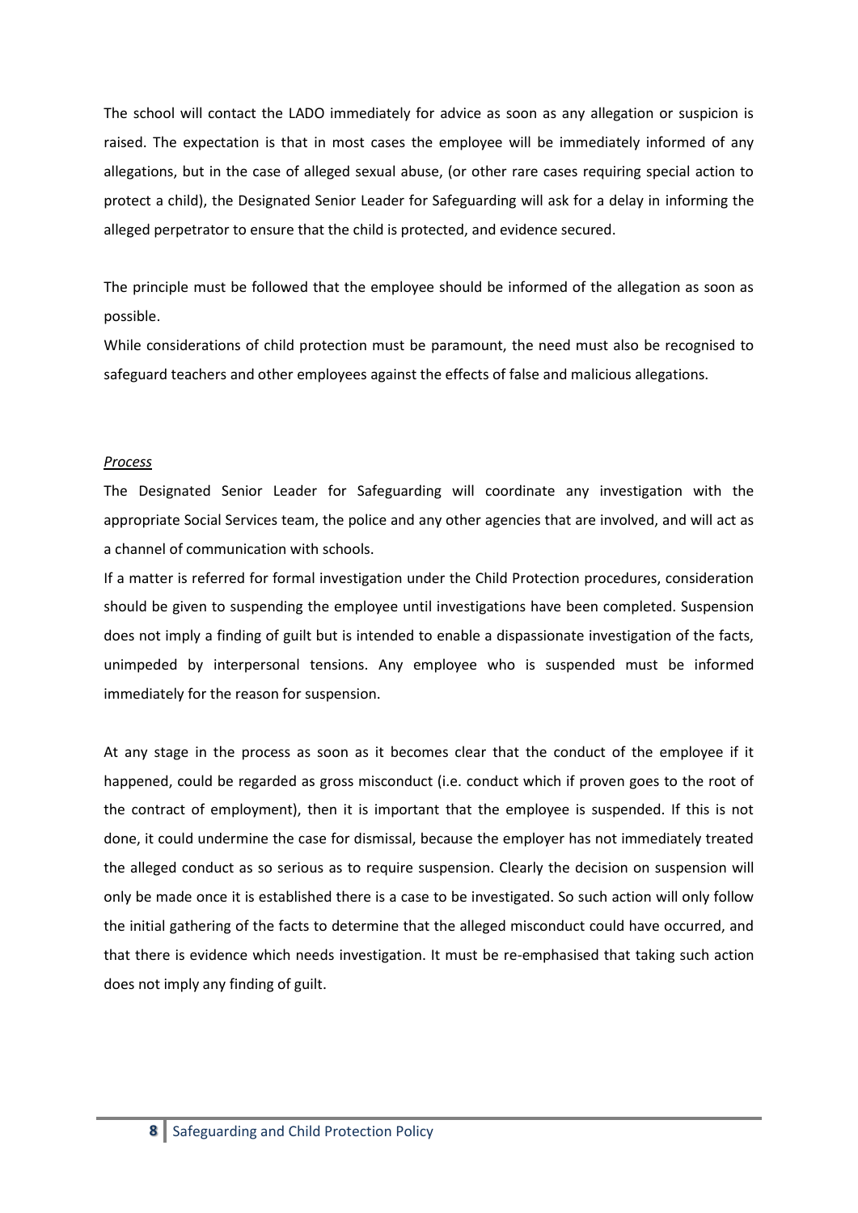The school will contact the LADO immediately for advice as soon as any allegation or suspicion is raised. The expectation is that in most cases the employee will be immediately informed of any allegations, but in the case of alleged sexual abuse, (or other rare cases requiring special action to protect a child), the Designated Senior Leader for Safeguarding will ask for a delay in informing the alleged perpetrator to ensure that the child is protected, and evidence secured.

The principle must be followed that the employee should be informed of the allegation as soon as possible.
While considerations of child protection must be paramount, the need must also be recognised to safeguard teachers and other employees against the effects of false and malicious allegations.

*Process*

The Designated Senior Leader for Safeguarding will coordinate any investigation with the appropriate Social Services team, the police and any other agencies that are involved, and will act as a channel of communication with schools.
If a matter is referred for formal investigation under the Child Protection procedures, consideration should be given to suspending the employee until investigations have been completed. Suspension does not imply a finding of guilt but is intended to enable a dispassionate investigation of the facts, unimpeded by interpersonal tensions. Any employee who is suspended must be informed immediately for the reason for suspension.

At any stage in the process as soon as it becomes clear that the conduct of the employee if it happened, could be regarded as gross misconduct (i.e. conduct which if proven goes to the root of the contract of employment), then it is important that the employee is suspended. If this is not done, it could undermine the case for dismissal, because the employer has not immediately treated the alleged conduct as so serious as to require suspension. Clearly the decision on suspension will only be made once it is established there is a case to be investigated. So such action will only follow the initial gathering of the facts to determine that the alleged misconduct could have occurred, and that there is evidence which needs investigation. It must be re-emphasised that taking such action does not imply any finding of guilt.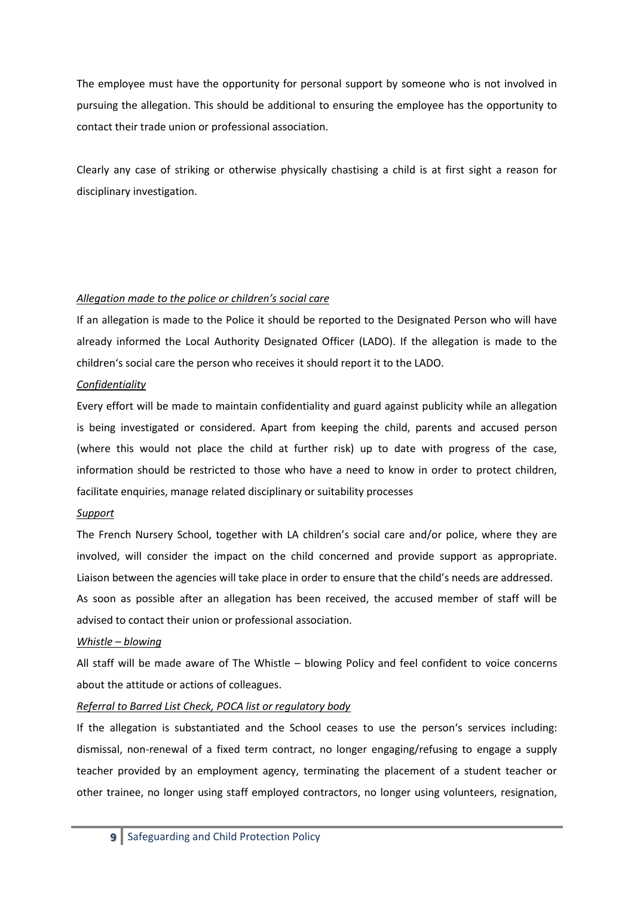The employee must have the opportunity for personal support by someone who is not involved in pursuing the allegation. This should be additional to ensuring the employee has the opportunity to contact their trade union or professional association.

Clearly any case of striking or otherwise physically chastising a child is at first sight a reason for disciplinary investigation.

*Allegation made to the police or children's social care*

If an allegation is made to the Police it should be reported to the Designated Person who will have already informed the Local Authority Designated Officer (LADO). If the allegation is made to the children's social care the person who receives it should report it to the LADO.

*Confidentiality*

Every effort will be made to maintain confidentiality and guard against publicity while an allegation is being investigated or considered. Apart from keeping the child, parents and accused person (where this would not place the child at further risk) up to date with progress of the case, information should be restricted to those who have a need to know in order to protect children, facilitate enquiries, manage related disciplinary or suitability processes

*Support*

The French Nursery School, together with LA children's social care and/or police, where they are involved, will consider the impact on the child concerned and provide support as appropriate. Liaison between the agencies will take place in order to ensure that the child's needs are addressed.
As soon as possible after an allegation has been received, the accused member of staff will be advised to contact their union or professional association.

*Whistle – blowing*

All staff will be made aware of The Whistle – blowing Policy and feel confident to voice concerns about the attitude or actions of colleagues.

*Referral to Barred List Check, POCA list or regulatory body*

If the allegation is substantiated and the School ceases to use the person's services including: dismissal, non-renewal of a fixed term contract, no longer engaging/refusing to engage a supply teacher provided by an employment agency, terminating the placement of a student teacher or other trainee, no longer using staff employed contractors, no longer using volunteers, resignation,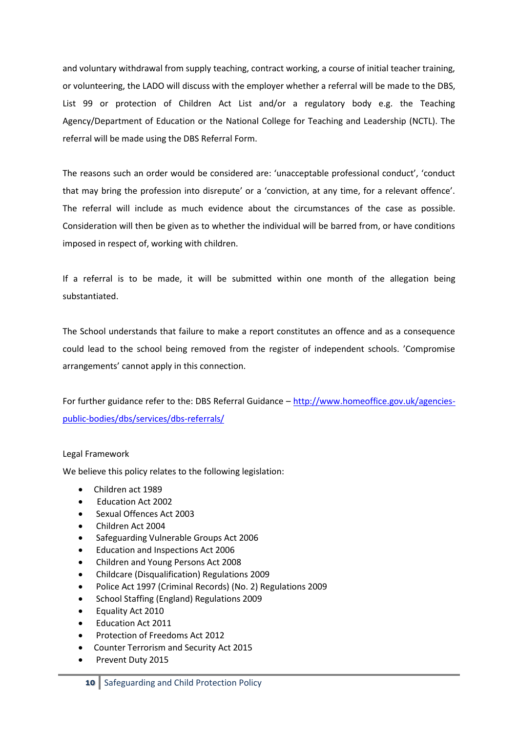and voluntary withdrawal from supply teaching, contract working, a course of initial teacher training, or volunteering, the LADO will discuss with the employer whether a referral will be made to the DBS, List 99 or protection of Children Act List and/or a regulatory body e.g. the Teaching Agency/Department of Education or the National College for Teaching and Leadership (NCTL). The referral will be made using the DBS Referral Form.

The reasons such an order would be considered are: 'unacceptable professional conduct', 'conduct that may bring the profession into disrepute' or a 'conviction, at any time, for a relevant offence'. The referral will include as much evidence about the circumstances of the case as possible. Consideration will then be given as to whether the individual will be barred from, or have conditions imposed in respect of, working with children.

If a referral is to be made, it will be submitted within one month of the allegation being substantiated.

The School understands that failure to make a report constitutes an offence and as a consequence could lead to the school being removed from the register of independent schools. 'Compromise arrangements' cannot apply in this connection.

For further guidance refer to the: DBS Referral Guidance – [http://www.homeoffice.gov.uk/agencies-public-bodies/dbs/services/dbs-referrals/](http://www.homeoffice.gov.uk/agencies-public-bodies/dbs/services/dbs-referrals/)

Legal Framework

We believe this policy relates to the following legislation:

- Children act 1989
- Education Act 2002
- Sexual Offences Act 2003
- Children Act 2004
- Safeguarding Vulnerable Groups Act 2006
- Education and Inspections Act 2006
- Children and Young Persons Act 2008
- Childcare (Disqualification) Regulations 2009
- Police Act 1997 (Criminal Records) (No. 2) Regulations 2009
- School Staffing (England) Regulations 2009
- Equality Act 2010
- Education Act 2011
- Protection of Freedoms Act 2012
- Counter Terrorism and Security Act 2015
- Prevent Duty 2015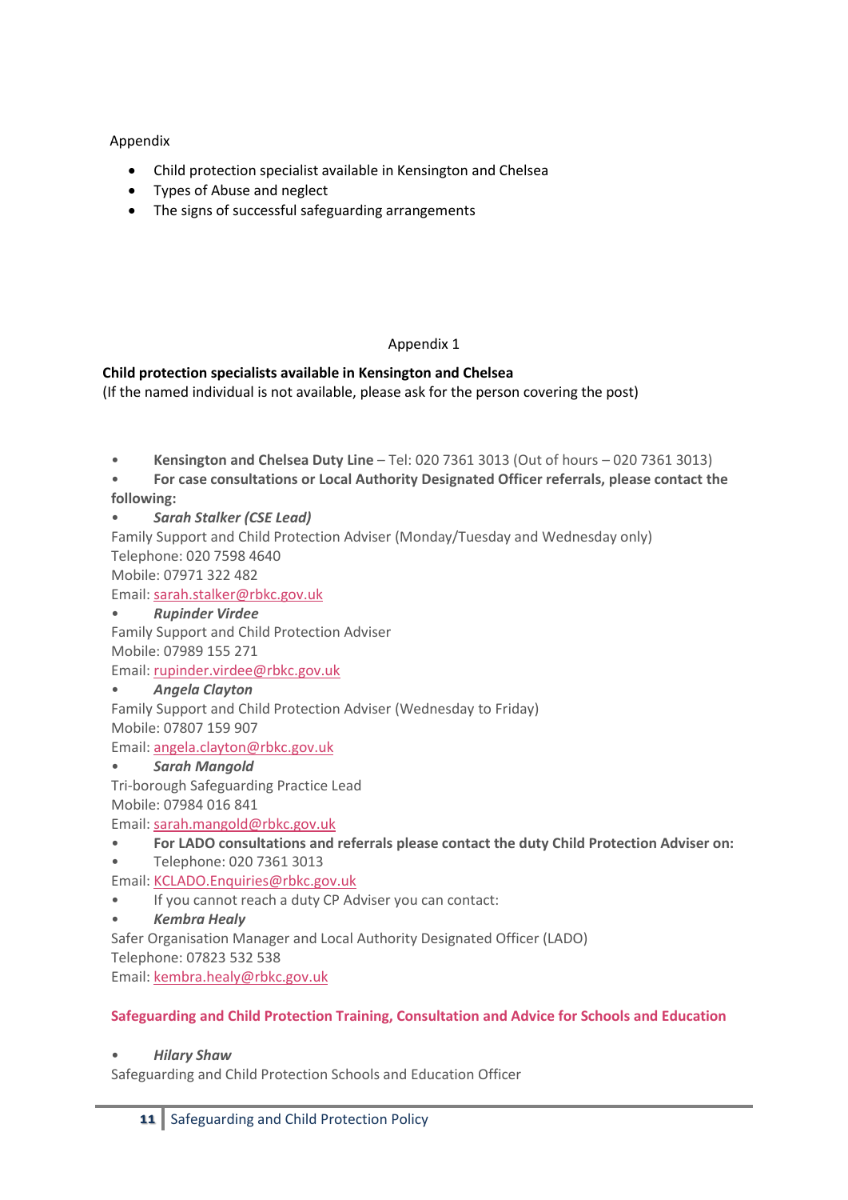Appendix

- Child protection specialist available in Kensington and Chelsea
- Types of Abuse and neglect
- The signs of successful safeguarding arrangements

Appendix 1

**Child protection specialists available in Kensington and Chelsea**
(If the named individual is not available, please ask for the person covering the post)

- **Kensington and Chelsea Duty Line** – Tel: 020 7361 3013 (Out of hours – 020 7361 3013)
- **For case consultations or Local Authority Designated Officer referrals, please contact the following:**
- ***Sarah Stalker (CSE Lead)***

Family Support and Child Protection Adviser (Monday/Tuesday and Wednesday only)
Telephone: 020 7598 4640
Mobile: 07971 322 482
Email: sarah.stalker@rbkc.gov.uk

- ***Rupinder Virdee***

Family Support and Child Protection Adviser
Mobile: 07989 155 271
Email: rupinder.virdee@rbkc.gov.uk

- ***Angela Clayton***

Family Support and Child Protection Adviser (Wednesday to Friday)
Mobile: 07807 159 907
Email: angela.clayton@rbkc.gov.uk

- ***Sarah Mangold***

Tri-borough Safeguarding Practice Lead
Mobile: 07984 016 841
Email: sarah.mangold@rbkc.gov.uk

- **For LADO consultations and referrals please contact the duty Child Protection Adviser on:**
- Telephone: 020 7361 3013

Email: KCLADO.Enquiries@rbkc.gov.uk

- If you cannot reach a duty CP Adviser you can contact:
- ***Kembra Healy***

Safer Organisation Manager and Local Authority Designated Officer (LADO)
Telephone: 07823 532 538
Email: kembra.healy@rbkc.gov.uk

**Safeguarding and Child Protection Training, Consultation and Advice for Schools and Education**

- ***Hilary Shaw***

Safeguarding and Child Protection Schools and Education Officer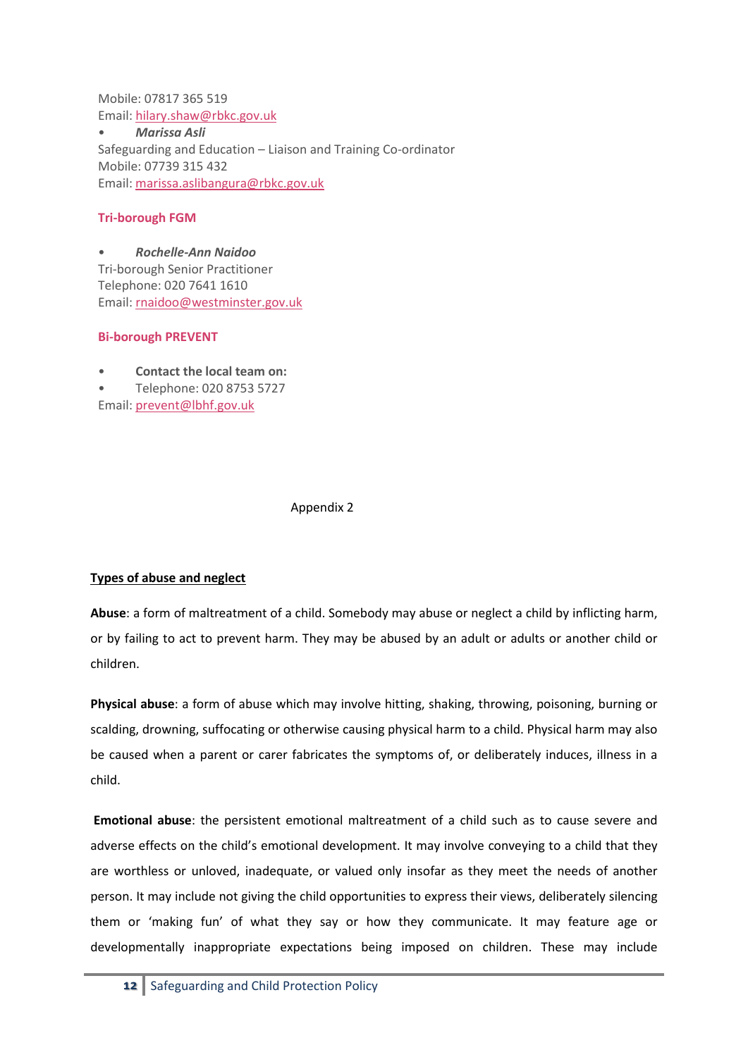Mobile: 07817 365 519
Email: [hilary.shaw@rbkc.gov.uk](mailto:hilary.shaw@rbkc.gov.uk)

- ***Marissa Asli***

Safeguarding and Education – Liaison and Training Co-ordinator
Mobile: 07739 315 432
Email: [marissa.aslibangura@rbkc.gov.uk](mailto:marissa.aslibangura@rbkc.gov.uk)

**Tri-borough FGM**

- ***Rochelle-Ann Naidoo***

Tri-borough Senior Practitioner
Telephone: 020 7641 1610
Email: [rnaidoo@westminster.gov.uk](mailto:rnaidoo@westminster.gov.uk)

**Bi-borough PREVENT**

- **Contact the local team on:**
- Telephone: 020 8753 5727

Email: [prevent@lbhf.gov.uk](mailto:prevent@lbhf.gov.uk)

Appendix 2

**Types of abuse and neglect**

**Abuse**: a form of maltreatment of a child. Somebody may abuse or neglect a child by inflicting harm, or by failing to act to prevent harm. They may be abused by an adult or adults or another child or children.

**Physical abuse**: a form of abuse which may involve hitting, shaking, throwing, poisoning, burning or scalding, drowning, suffocating or otherwise causing physical harm to a child. Physical harm may also be caused when a parent or carer fabricates the symptoms of, or deliberately induces, illness in a child.

**Emotional abuse**: the persistent emotional maltreatment of a child such as to cause severe and adverse effects on the child's emotional development. It may involve conveying to a child that they are worthless or unloved, inadequate, or valued only insofar as they meet the needs of another person. It may include not giving the child opportunities to express their views, deliberately silencing them or 'making fun' of what they say or how they communicate. It may feature age or developmentally inappropriate expectations being imposed on children. These may include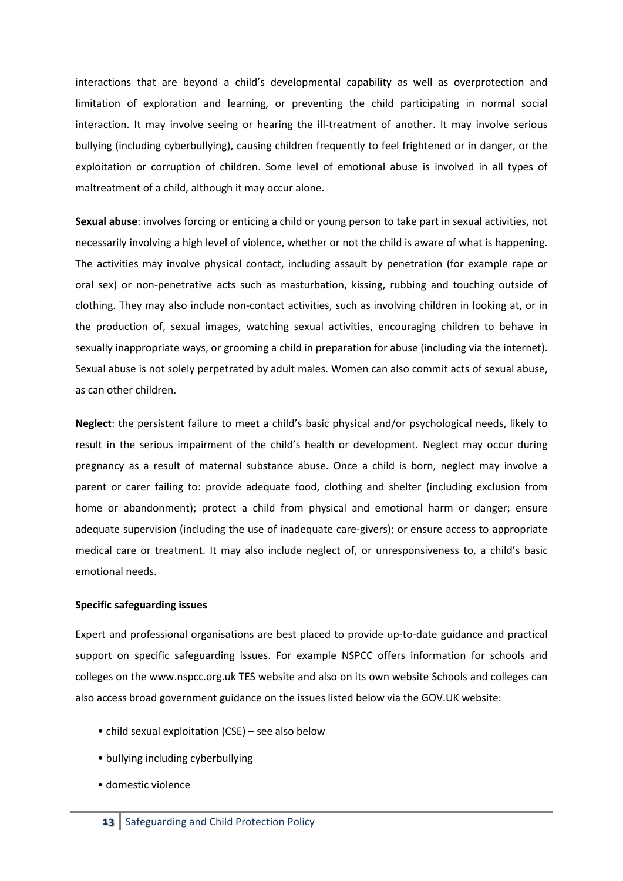interactions that are beyond a child's developmental capability as well as overprotection and limitation of exploration and learning, or preventing the child participating in normal social interaction. It may involve seeing or hearing the ill-treatment of another. It may involve serious bullying (including cyberbullying), causing children frequently to feel frightened or in danger, or the exploitation or corruption of children. Some level of emotional abuse is involved in all types of maltreatment of a child, although it may occur alone.

**Sexual abuse**: involves forcing or enticing a child or young person to take part in sexual activities, not necessarily involving a high level of violence, whether or not the child is aware of what is happening. The activities may involve physical contact, including assault by penetration (for example rape or oral sex) or non-penetrative acts such as masturbation, kissing, rubbing and touching outside of clothing. They may also include non-contact activities, such as involving children in looking at, or in the production of, sexual images, watching sexual activities, encouraging children to behave in sexually inappropriate ways, or grooming a child in preparation for abuse (including via the internet). Sexual abuse is not solely perpetrated by adult males. Women can also commit acts of sexual abuse, as can other children.

**Neglect**: the persistent failure to meet a child's basic physical and/or psychological needs, likely to result in the serious impairment of the child's health or development. Neglect may occur during pregnancy as a result of maternal substance abuse. Once a child is born, neglect may involve a parent or carer failing to: provide adequate food, clothing and shelter (including exclusion from home or abandonment); protect a child from physical and emotional harm or danger; ensure adequate supervision (including the use of inadequate care-givers); or ensure access to appropriate medical care or treatment. It may also include neglect of, or unresponsiveness to, a child's basic emotional needs.

**Specific safeguarding issues**

Expert and professional organisations are best placed to provide up-to-date guidance and practical support on specific safeguarding issues. For example NSPCC offers information for schools and colleges on the www.nspcc.org.uk TES website and also on its own website Schools and colleges can also access broad government guidance on the issues listed below via the GOV.UK website:

- child sexual exploitation (CSE) – see also below
- bullying including cyberbullying
- domestic violence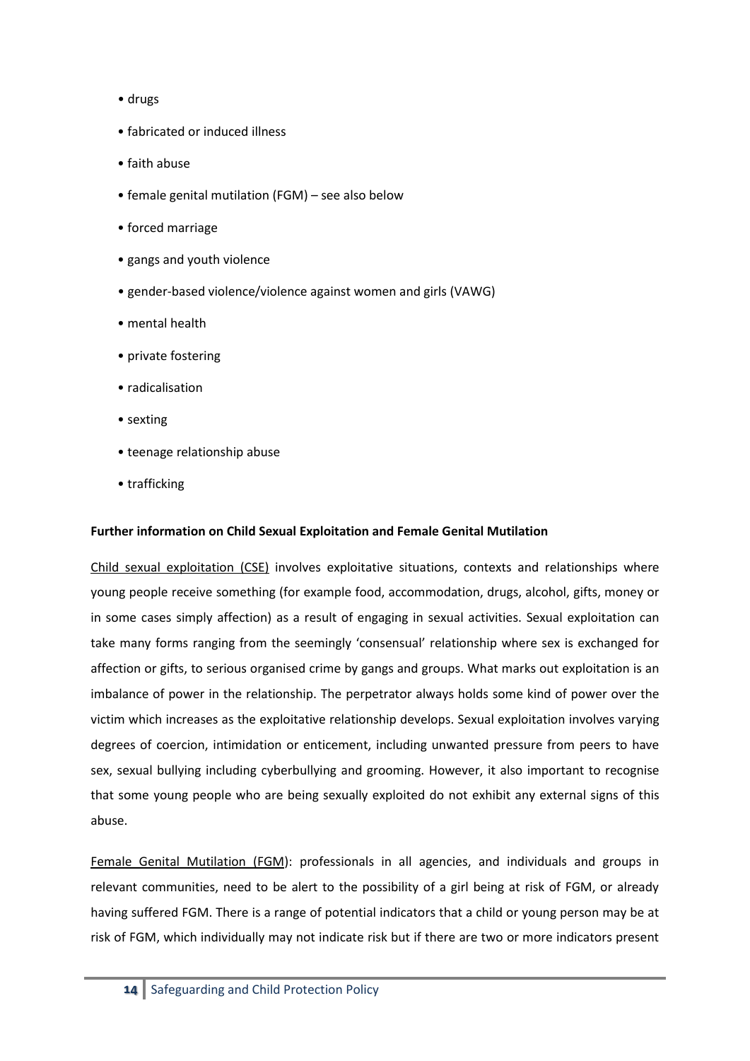- drugs
- fabricated or induced illness
- faith abuse
- female genital mutilation (FGM) – see also below
- forced marriage
- gangs and youth violence
- gender-based violence/violence against women and girls (VAWG)
- mental health
- private fostering
- radicalisation
- sexting
- teenage relationship abuse
- trafficking

**Further information on Child Sexual Exploitation and Female Genital Mutilation**

Child sexual exploitation (CSE) involves exploitative situations, contexts and relationships where young people receive something (for example food, accommodation, drugs, alcohol, gifts, money or in some cases simply affection) as a result of engaging in sexual activities. Sexual exploitation can take many forms ranging from the seemingly 'consensual' relationship where sex is exchanged for affection or gifts, to serious organised crime by gangs and groups. What marks out exploitation is an imbalance of power in the relationship. The perpetrator always holds some kind of power over the victim which increases as the exploitative relationship develops. Sexual exploitation involves varying degrees of coercion, intimidation or enticement, including unwanted pressure from peers to have sex, sexual bullying including cyberbullying and grooming. However, it also important to recognise that some young people who are being sexually exploited do not exhibit any external signs of this abuse.

Female Genital Mutilation (FGM): professionals in all agencies, and individuals and groups in relevant communities, need to be alert to the possibility of a girl being at risk of FGM, or already having suffered FGM. There is a range of potential indicators that a child or young person may be at risk of FGM, which individually may not indicate risk but if there are two or more indicators present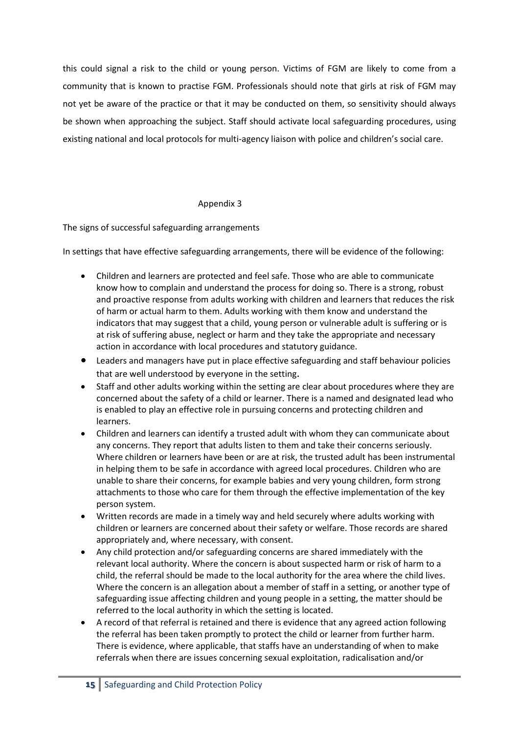this could signal a risk to the child or young person. Victims of FGM are likely to come from a community that is known to practise FGM. Professionals should note that girls at risk of FGM may not yet be aware of the practice or that it may be conducted on them, so sensitivity should always be shown when approaching the subject. Staff should activate local safeguarding procedures, using existing national and local protocols for multi-agency liaison with police and children's social care.

## Appendix 3

The signs of successful safeguarding arrangements

In settings that have effective safeguarding arrangements, there will be evidence of the following:

- Children and learners are protected and feel safe. Those who are able to communicate know how to complain and understand the process for doing so. There is a strong, robust and proactive response from adults working with children and learners that reduces the risk of harm or actual harm to them. Adults working with them know and understand the indicators that may suggest that a child, young person or vulnerable adult is suffering or is at risk of suffering abuse, neglect or harm and they take the appropriate and necessary action in accordance with local procedures and statutory guidance.
- Leaders and managers have put in place effective safeguarding and staff behaviour policies that are well understood by everyone in the setting.
- Staff and other adults working within the setting are clear about procedures where they are concerned about the safety of a child or learner. There is a named and designated lead who is enabled to play an effective role in pursuing concerns and protecting children and learners.
- Children and learners can identify a trusted adult with whom they can communicate about any concerns. They report that adults listen to them and take their concerns seriously. Where children or learners have been or are at risk, the trusted adult has been instrumental in helping them to be safe in accordance with agreed local procedures. Children who are unable to share their concerns, for example babies and very young children, form strong attachments to those who care for them through the effective implementation of the key person system.
- Written records are made in a timely way and held securely where adults working with children or learners are concerned about their safety or welfare. Those records are shared appropriately and, where necessary, with consent.
- Any child protection and/or safeguarding concerns are shared immediately with the relevant local authority. Where the concern is about suspected harm or risk of harm to a child, the referral should be made to the local authority for the area where the child lives. Where the concern is an allegation about a member of staff in a setting, or another type of safeguarding issue affecting children and young people in a setting, the matter should be referred to the local authority in which the setting is located.
- A record of that referral is retained and there is evidence that any agreed action following the referral has been taken promptly to protect the child or learner from further harm. There is evidence, where applicable, that staffs have an understanding of when to make referrals when there are issues concerning sexual exploitation, radicalisation and/or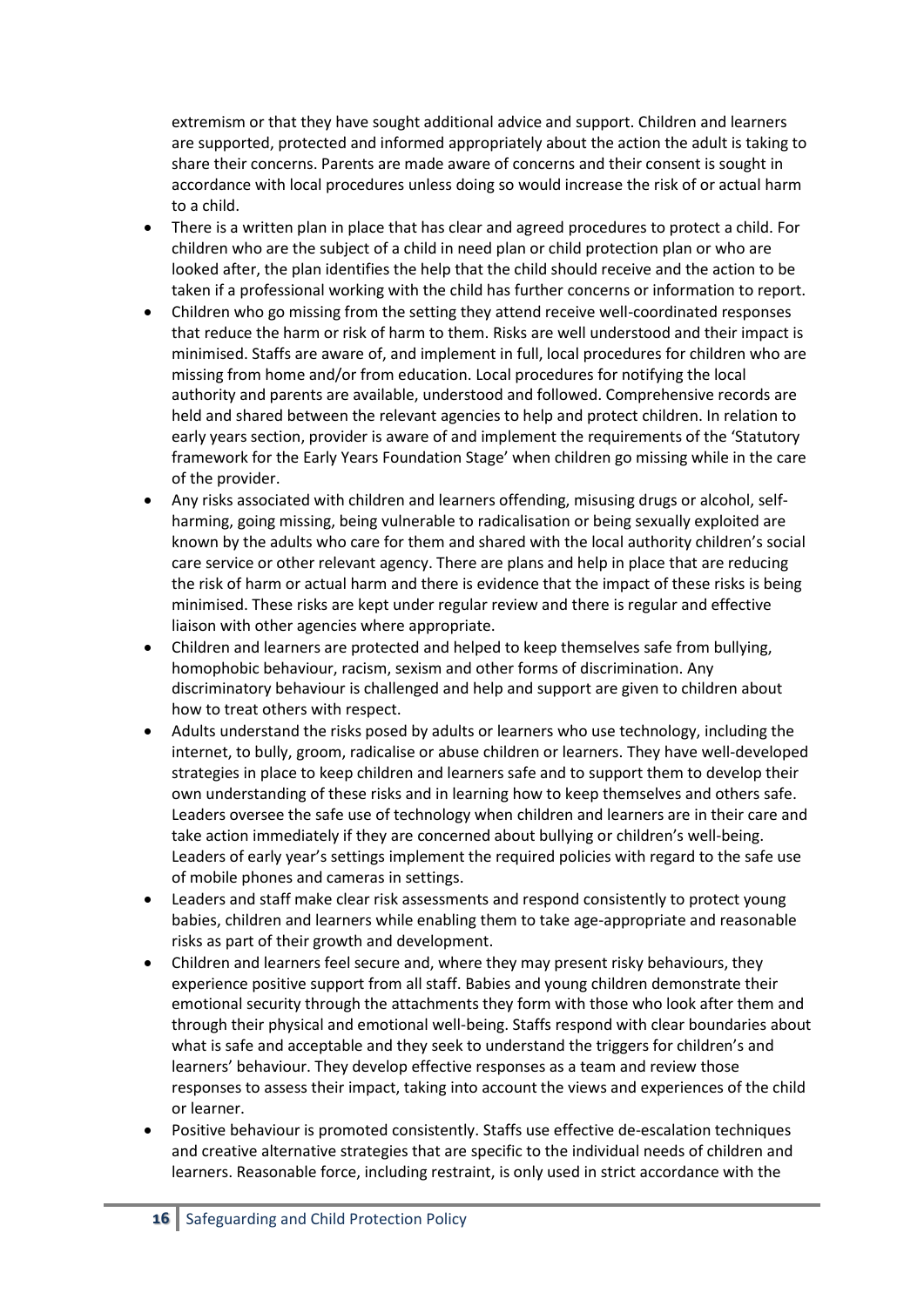extremism or that they have sought additional advice and support. Children and learners are supported, protected and informed appropriately about the action the adult is taking to share their concerns. Parents are made aware of concerns and their consent is sought in accordance with local procedures unless doing so would increase the risk of or actual harm to a child.

- There is a written plan in place that has clear and agreed procedures to protect a child. For children who are the subject of a child in need plan or child protection plan or who are looked after, the plan identifies the help that the child should receive and the action to be taken if a professional working with the child has further concerns or information to report.
- Children who go missing from the setting they attend receive well-coordinated responses that reduce the harm or risk of harm to them. Risks are well understood and their impact is minimised. Staffs are aware of, and implement in full, local procedures for children who are missing from home and/or from education. Local procedures for notifying the local authority and parents are available, understood and followed. Comprehensive records are held and shared between the relevant agencies to help and protect children. In relation to early years section, provider is aware of and implement the requirements of the 'Statutory framework for the Early Years Foundation Stage' when children go missing while in the care of the provider.
- Any risks associated with children and learners offending, misusing drugs or alcohol, self-harming, going missing, being vulnerable to radicalisation or being sexually exploited are known by the adults who care for them and shared with the local authority children's social care service or other relevant agency. There are plans and help in place that are reducing the risk of harm or actual harm and there is evidence that the impact of these risks is being minimised. These risks are kept under regular review and there is regular and effective liaison with other agencies where appropriate.
- Children and learners are protected and helped to keep themselves safe from bullying, homophobic behaviour, racism, sexism and other forms of discrimination. Any discriminatory behaviour is challenged and help and support are given to children about how to treat others with respect.
- Adults understand the risks posed by adults or learners who use technology, including the internet, to bully, groom, radicalise or abuse children or learners. They have well-developed strategies in place to keep children and learners safe and to support them to develop their own understanding of these risks and in learning how to keep themselves and others safe. Leaders oversee the safe use of technology when children and learners are in their care and take action immediately if they are concerned about bullying or children's well-being. Leaders of early year's settings implement the required policies with regard to the safe use of mobile phones and cameras in settings.
- Leaders and staff make clear risk assessments and respond consistently to protect young babies, children and learners while enabling them to take age-appropriate and reasonable risks as part of their growth and development.
- Children and learners feel secure and, where they may present risky behaviours, they experience positive support from all staff. Babies and young children demonstrate their emotional security through the attachments they form with those who look after them and through their physical and emotional well-being. Staffs respond with clear boundaries about what is safe and acceptable and they seek to understand the triggers for children's and learners' behaviour. They develop effective responses as a team and review those responses to assess their impact, taking into account the views and experiences of the child or learner.
- Positive behaviour is promoted consistently. Staffs use effective de-escalation techniques and creative alternative strategies that are specific to the individual needs of children and learners. Reasonable force, including restraint, is only used in strict accordance with the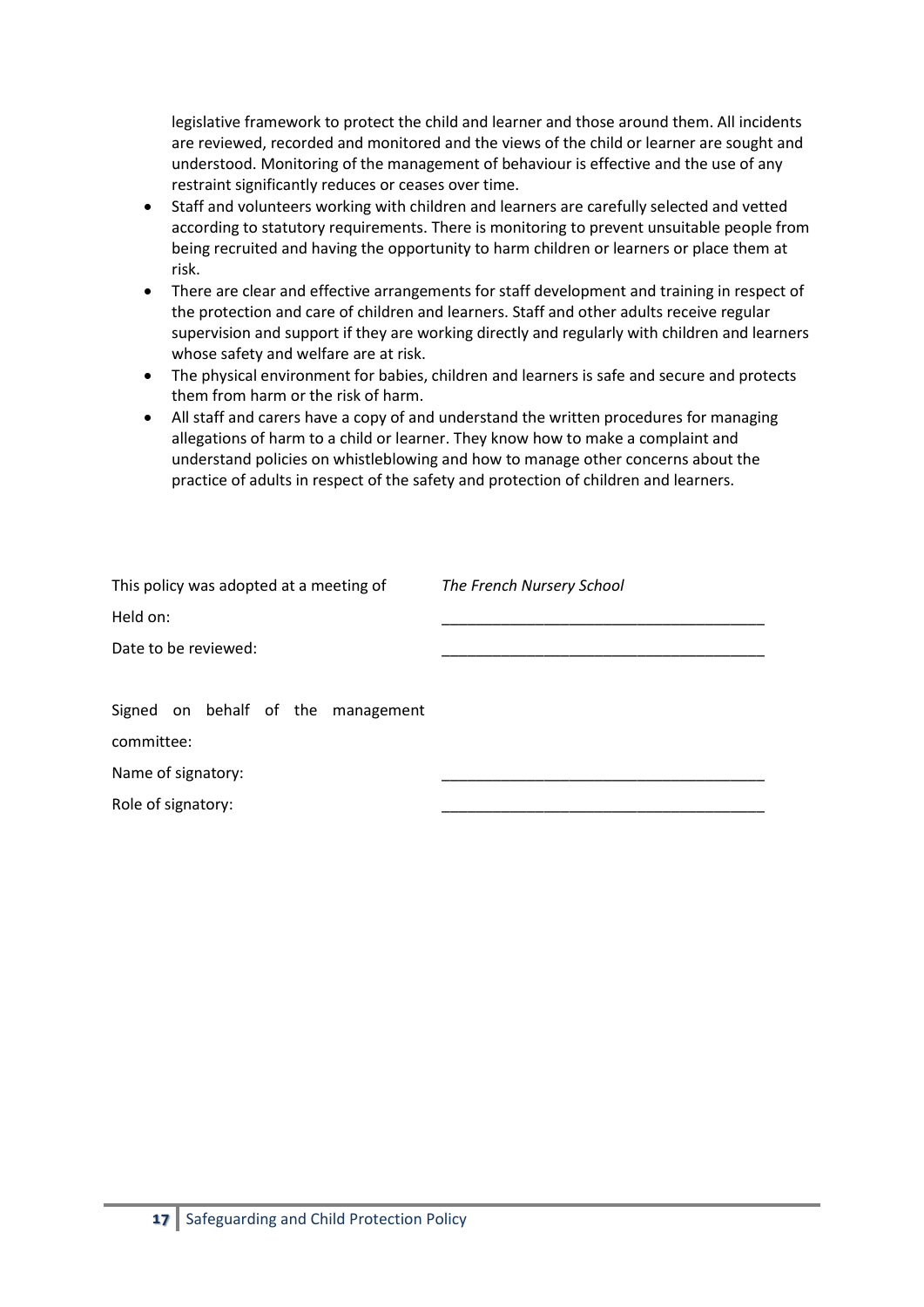legislative framework to protect the child and learner and those around them. All incidents are reviewed, recorded and monitored and the views of the child or learner are sought and understood. Monitoring of the management of behaviour is effective and the use of any restraint significantly reduces or ceases over time.

- Staff and volunteers working with children and learners are carefully selected and vetted according to statutory requirements. There is monitoring to prevent unsuitable people from being recruited and having the opportunity to harm children or learners or place them at risk.
- There are clear and effective arrangements for staff development and training in respect of the protection and care of children and learners. Staff and other adults receive regular supervision and support if they are working directly and regularly with children and learners whose safety and welfare are at risk.
- The physical environment for babies, children and learners is safe and secure and protects them from harm or the risk of harm.
- All staff and carers have a copy of and understand the written procedures for managing allegations of harm to a child or learner. They know how to make a complaint and understand policies on whistleblowing and how to manage other concerns about the practice of adults in respect of the safety and protection of children and learners.

| | |
|---|---|
| This policy was adopted at a meeting of | *The French Nursery School* |
| Held on: | ______________________________________ |
| Date to be reviewed: | ______________________________________ |
| Signed on behalf of the management committee: | |
| Name of signatory: | ______________________________________ |
| Role of signatory: | ______________________________________ |